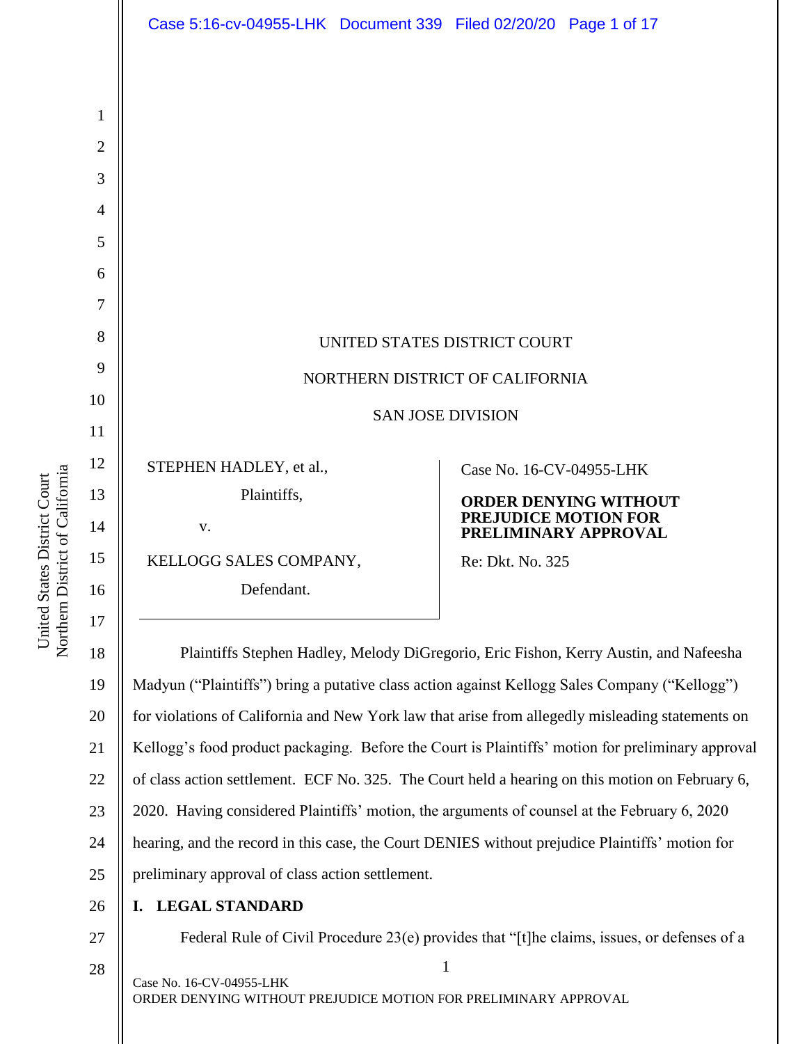UNITED STATES DISTRICT COURT

NORTHERN DISTRICT OF CALIFORNIA

SAN JOSE DIVISION

| | |
|---|---|
| STEPHEN HADLEY, et al., Plaintiffs, v. KELLOGG SALES COMPANY, Defendant. | Case No. 16-CV-04955-LHK **ORDER DENYING WITHOUT PREJUDICE MOTION FOR PRELIMINARY APPROVAL** Re: Dkt. No. 325 |

Plaintiffs Stephen Hadley, Melody DiGregorio, Eric Fishon, Kerry Austin, and Nafeesha Madyun ("Plaintiffs") bring a putative class action against Kellogg Sales Company ("Kellogg") for violations of California and New York law that arise from allegedly misleading statements on Kellogg's food product packaging. Before the Court is Plaintiffs' motion for preliminary approval of class action settlement. ECF No. 325. The Court held a hearing on this motion on February 6, 2020. Having considered Plaintiffs' motion, the arguments of counsel at the February 6, 2020 hearing, and the record in this case, the Court DENIES without prejudice Plaintiffs' motion for preliminary approval of class action settlement.

## I. LEGAL STANDARD

Federal Rule of Civil Procedure 23(e) provides that "[t]he claims, issues, or defenses of a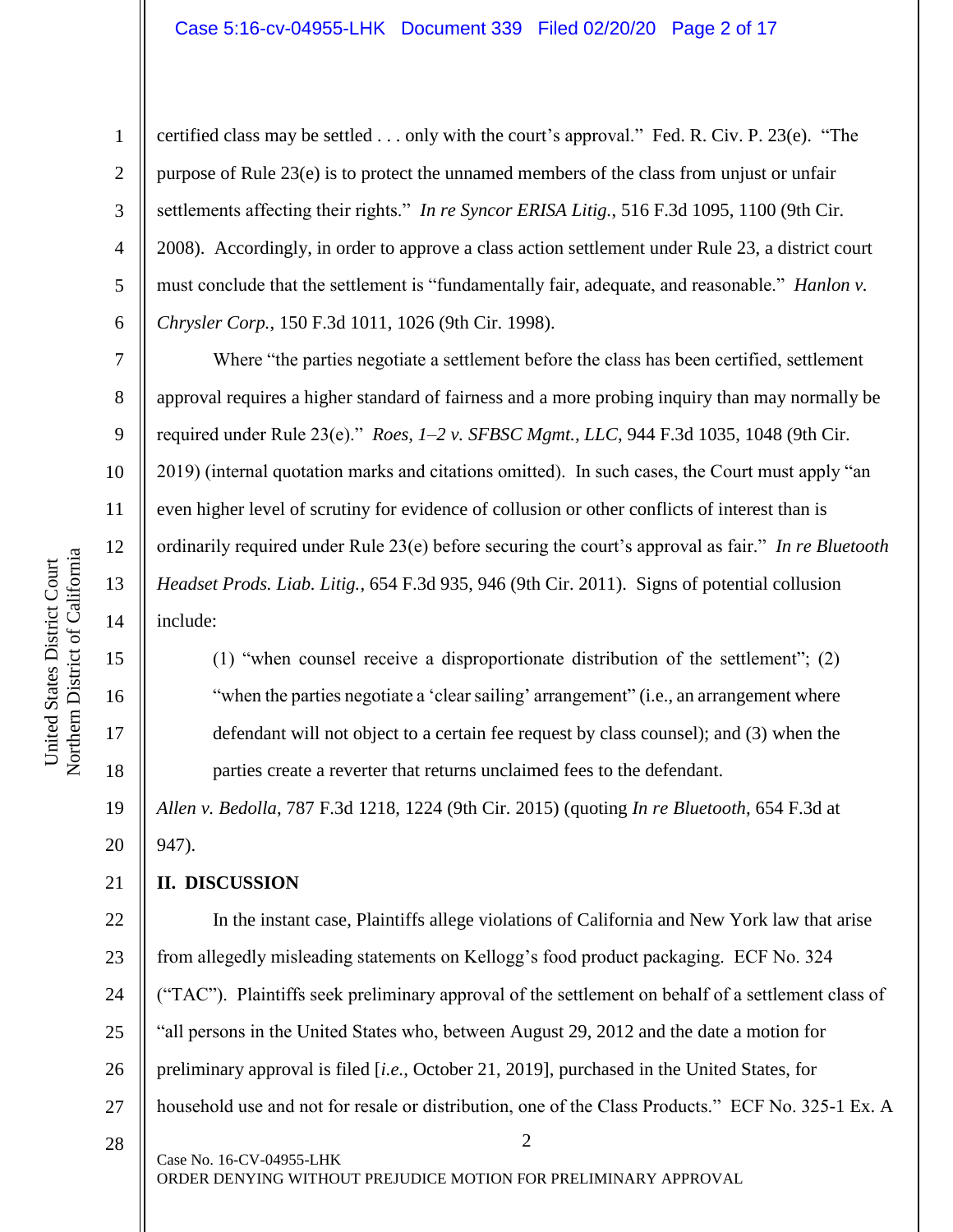certified class may be settled . . . only with the court's approval." Fed. R. Civ. P. 23(e). "The purpose of Rule 23(e) is to protect the unnamed members of the class from unjust or unfair settlements affecting their rights." *In re Syncor ERISA Litig.*, 516 F.3d 1095, 1100 (9th Cir. 2008). Accordingly, in order to approve a class action settlement under Rule 23, a district court must conclude that the settlement is "fundamentally fair, adequate, and reasonable." *Hanlon v. Chrysler Corp.*, 150 F.3d 1011, 1026 (9th Cir. 1998).

Where "the parties negotiate a settlement before the class has been certified, settlement approval requires a higher standard of fairness and a more probing inquiry than may normally be required under Rule 23(e)." *Roes, 1–2 v. SFBSC Mgmt., LLC*, 944 F.3d 1035, 1048 (9th Cir. 2019) (internal quotation marks and citations omitted). In such cases, the Court must apply "an even higher level of scrutiny for evidence of collusion or other conflicts of interest than is ordinarily required under Rule 23(e) before securing the court's approval as fair." *In re Bluetooth Headset Prods. Liab. Litig.*, 654 F.3d 935, 946 (9th Cir. 2011). Signs of potential collusion include:

> (1) "when counsel receive a disproportionate distribution of the settlement"; (2) "when the parties negotiate a 'clear sailing' arrangement" (i.e., an arrangement where defendant will not object to a certain fee request by class counsel); and (3) when the parties create a reverter that returns unclaimed fees to the defendant.

*Allen v. Bedolla*, 787 F.3d 1218, 1224 (9th Cir. 2015) (quoting *In re Bluetooth*, 654 F.3d at 947).

## II. DISCUSSION

In the instant case, Plaintiffs allege violations of California and New York law that arise from allegedly misleading statements on Kellogg's food product packaging. ECF No. 324 ("TAC"). Plaintiffs seek preliminary approval of the settlement on behalf of a settlement class of "all persons in the United States who, between August 29, 2012 and the date a motion for preliminary approval is filed [*i.e.*, October 21, 2019], purchased in the United States, for household use and not for resale or distribution, one of the Class Products." ECF No. 325-1 Ex. A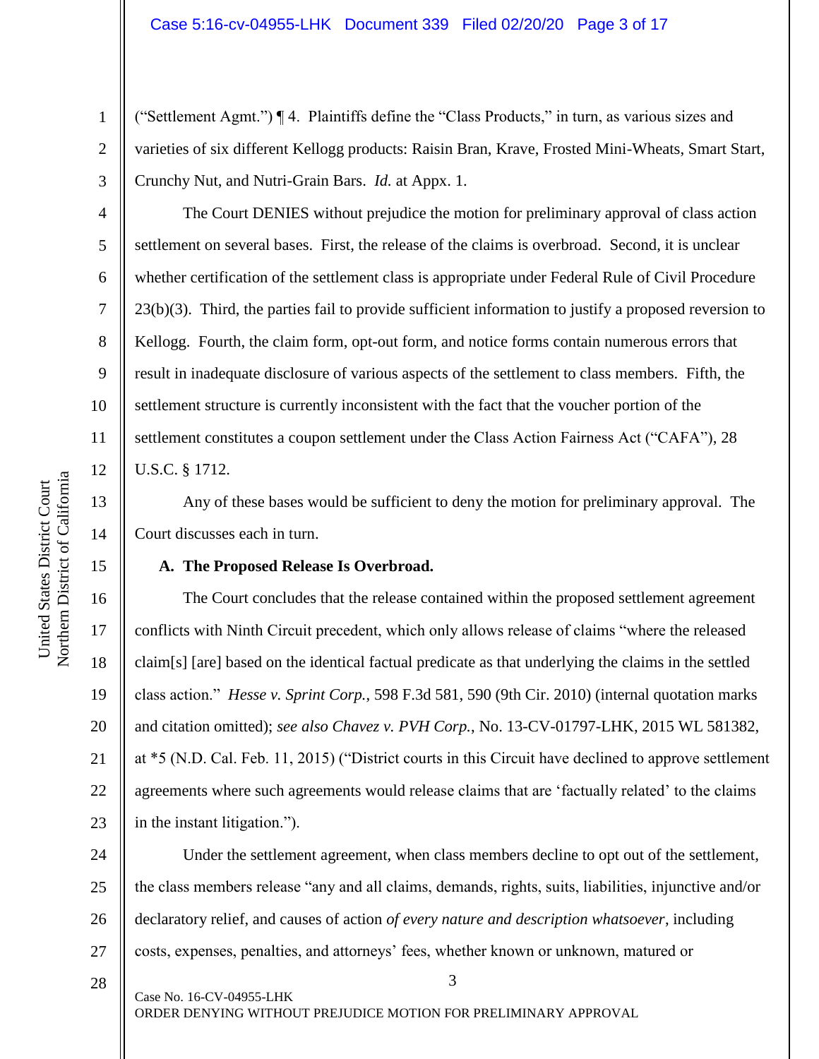("Settlement Agmt.") ¶ 4. Plaintiffs define the "Class Products," in turn, as various sizes and varieties of six different Kellogg products: Raisin Bran, Krave, Frosted Mini-Wheats, Smart Start, Crunchy Nut, and Nutri-Grain Bars. *Id.* at Appx. 1.

The Court DENIES without prejudice the motion for preliminary approval of class action settlement on several bases. First, the release of the claims is overbroad. Second, it is unclear whether certification of the settlement class is appropriate under Federal Rule of Civil Procedure 23(b)(3). Third, the parties fail to provide sufficient information to justify a proposed reversion to Kellogg. Fourth, the claim form, opt-out form, and notice forms contain numerous errors that result in inadequate disclosure of various aspects of the settlement to class members. Fifth, the settlement structure is currently inconsistent with the fact that the voucher portion of the settlement constitutes a coupon settlement under the Class Action Fairness Act ("CAFA"), 28 U.S.C. § 1712.

Any of these bases would be sufficient to deny the motion for preliminary approval. The Court discusses each in turn.

**A. The Proposed Release Is Overbroad.**

The Court concludes that the release contained within the proposed settlement agreement conflicts with Ninth Circuit precedent, which only allows release of claims "where the released claim[s] [are] based on the identical factual predicate as that underlying the claims in the settled class action." *Hesse v. Sprint Corp.*, 598 F.3d 581, 590 (9th Cir. 2010) (internal quotation marks and citation omitted); *see also Chavez v. PVH Corp.*, No. 13-CV-01797-LHK, 2015 WL 581382, at *5 (N.D. Cal. Feb. 11, 2015) ("District courts in this Circuit have declined to approve settlement agreements where such agreements would release claims that are 'factually related' to the claims in the instant litigation.").

Under the settlement agreement, when class members decline to opt out of the settlement, the class members release "any and all claims, demands, rights, suits, liabilities, injunctive and/or declaratory relief, and causes of action *of every nature and description whatsoever*, including costs, expenses, penalties, and attorneys' fees, whether known or unknown, matured or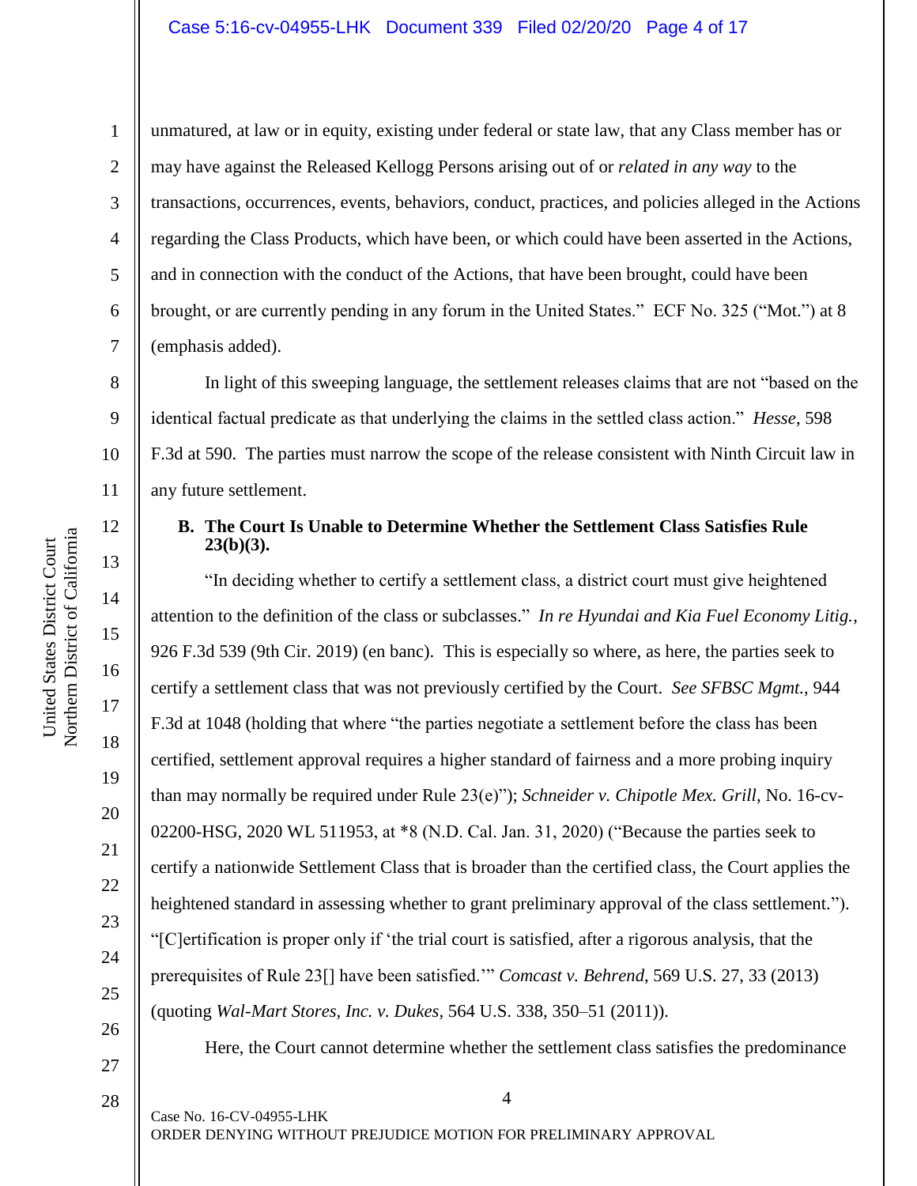unmatured, at law or in equity, existing under federal or state law, that any Class member has or may have against the Released Kellogg Persons arising out of or *related in any way* to the transactions, occurrences, events, behaviors, conduct, practices, and policies alleged in the Actions regarding the Class Products, which have been, or which could have been asserted in the Actions, and in connection with the conduct of the Actions, that have been brought, could have been brought, or are currently pending in any forum in the United States." ECF No. 325 ("Mot.") at 8 (emphasis added).

In light of this sweeping language, the settlement releases claims that are not "based on the identical factual predicate as that underlying the claims in the settled class action." *Hesse*, 598 F.3d at 590. The parties must narrow the scope of the release consistent with Ninth Circuit law in any future settlement.

### B. The Court Is Unable to Determine Whether the Settlement Class Satisfies Rule 23(b)(3).

"In deciding whether to certify a settlement class, a district court must give heightened attention to the definition of the class or subclasses." *In re Hyundai and Kia Fuel Economy Litig.*, 926 F.3d 539 (9th Cir. 2019) (en banc). This is especially so where, as here, the parties seek to certify a settlement class that was not previously certified by the Court. *See SFBSC Mgmt.*, 944 F.3d at 1048 (holding that where "the parties negotiate a settlement before the class has been certified, settlement approval requires a higher standard of fairness and a more probing inquiry than may normally be required under Rule 23(e)"); *Schneider v. Chipotle Mex. Grill*, No. 16-cv-02200-HSG, 2020 WL 511953, at *8 (N.D. Cal. Jan. 31, 2020) ("Because the parties seek to certify a nationwide Settlement Class that is broader than the certified class, the Court applies the heightened standard in assessing whether to grant preliminary approval of the class settlement."). "[C]ertification is proper only if 'the trial court is satisfied, after a rigorous analysis, that the prerequisites of Rule 23[] have been satisfied.'" *Comcast v. Behrend*, 569 U.S. 27, 33 (2013) (quoting *Wal-Mart Stores, Inc. v. Dukes*, 564 U.S. 338, 350–51 (2011)).

Here, the Court cannot determine whether the settlement class satisfies the predominance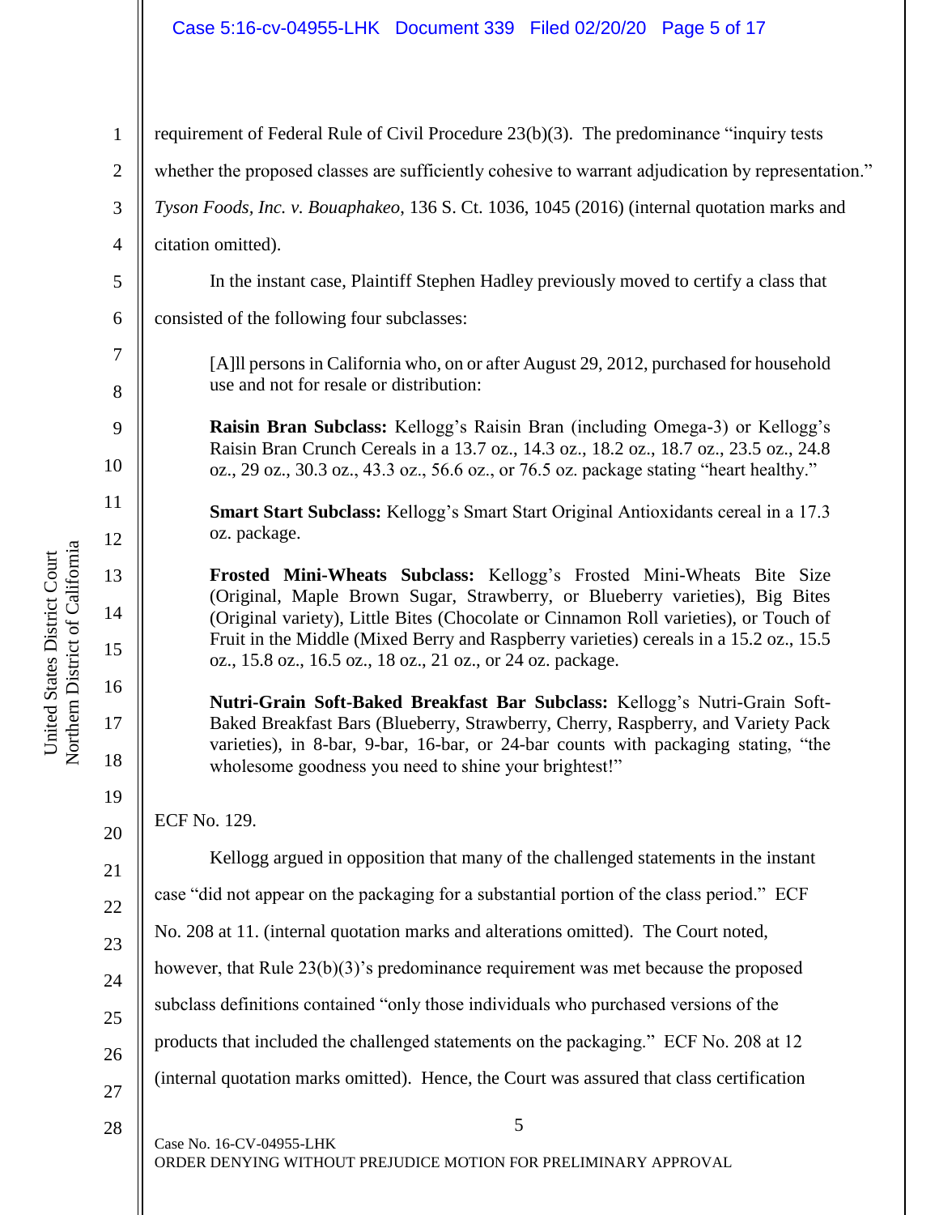requirement of Federal Rule of Civil Procedure 23(b)(3). The predominance "inquiry tests whether the proposed classes are sufficiently cohesive to warrant adjudication by representation." *Tyson Foods, Inc. v. Bouaphakeo*, 136 S. Ct. 1036, 1045 (2016) (internal quotation marks and citation omitted).

In the instant case, Plaintiff Stephen Hadley previously moved to certify a class that consisted of the following four subclasses:

> [A]ll persons in California who, on or after August 29, 2012, purchased for household use and not for resale or distribution:
>
> **Raisin Bran Subclass:** Kellogg's Raisin Bran (including Omega-3) or Kellogg's Raisin Bran Crunch Cereals in a 13.7 oz., 14.3 oz., 18.2 oz., 18.7 oz., 23.5 oz., 24.8 oz., 29 oz., 30.3 oz., 43.3 oz., 56.6 oz., or 76.5 oz. package stating "heart healthy."
>
> **Smart Start Subclass:** Kellogg's Smart Start Original Antioxidants cereal in a 17.3 oz. package.
>
> **Frosted Mini-Wheats Subclass:** Kellogg's Frosted Mini-Wheats Bite Size (Original, Maple Brown Sugar, Strawberry, or Blueberry varieties), Big Bites (Original variety), Little Bites (Chocolate or Cinnamon Roll varieties), or Touch of Fruit in the Middle (Mixed Berry and Raspberry varieties) cereals in a 15.2 oz., 15.5 oz., 15.8 oz., 16.5 oz., 18 oz., 21 oz., or 24 oz. package.
>
> **Nutri-Grain Soft-Baked Breakfast Bar Subclass:** Kellogg's Nutri-Grain Soft-Baked Breakfast Bars (Blueberry, Strawberry, Cherry, Raspberry, and Variety Pack varieties), in 8-bar, 9-bar, 16-bar, or 24-bar counts with packaging stating, "the wholesome goodness you need to shine your brightest!"

ECF No. 129.

Kellogg argued in opposition that many of the challenged statements in the instant case "did not appear on the packaging for a substantial portion of the class period." ECF No. 208 at 11. (internal quotation marks and alterations omitted). The Court noted, however, that Rule 23(b)(3)'s predominance requirement was met because the proposed subclass definitions contained "only those individuals who purchased versions of the products that included the challenged statements on the packaging." ECF No. 208 at 12 (internal quotation marks omitted). Hence, the Court was assured that class certification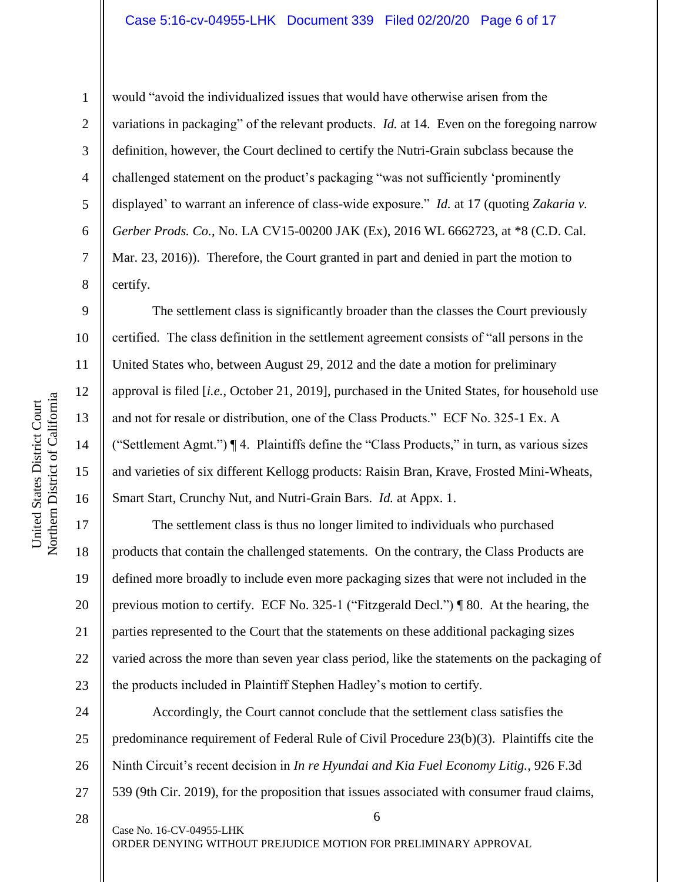would "avoid the individualized issues that would have otherwise arisen from the variations in packaging" of the relevant products. *Id.* at 14. Even on the foregoing narrow definition, however, the Court declined to certify the Nutri-Grain subclass because the challenged statement on the product's packaging "was not sufficiently 'prominently displayed' to warrant an inference of class-wide exposure." *Id.* at 17 (quoting *Zakaria v. Gerber Prods. Co.*, No. LA CV15-00200 JAK (Ex), 2016 WL 6662723, at *8 (C.D. Cal. Mar. 23, 2016)). Therefore, the Court granted in part and denied in part the motion to certify.

The settlement class is significantly broader than the classes the Court previously certified. The class definition in the settlement agreement consists of "all persons in the United States who, between August 29, 2012 and the date a motion for preliminary approval is filed [*i.e.*, October 21, 2019], purchased in the United States, for household use and not for resale or distribution, one of the Class Products." ECF No. 325-1 Ex. A ("Settlement Agmt.") ¶ 4. Plaintiffs define the "Class Products," in turn, as various sizes and varieties of six different Kellogg products: Raisin Bran, Krave, Frosted Mini-Wheats, Smart Start, Crunchy Nut, and Nutri-Grain Bars. *Id.* at Appx. 1.

The settlement class is thus no longer limited to individuals who purchased products that contain the challenged statements. On the contrary, the Class Products are defined more broadly to include even more packaging sizes that were not included in the previous motion to certify. ECF No. 325-1 ("Fitzgerald Decl.") ¶ 80. At the hearing, the parties represented to the Court that the statements on these additional packaging sizes varied across the more than seven year class period, like the statements on the packaging of the products included in Plaintiff Stephen Hadley's motion to certify.

Accordingly, the Court cannot conclude that the settlement class satisfies the predominance requirement of Federal Rule of Civil Procedure 23(b)(3). Plaintiffs cite the Ninth Circuit's recent decision in *In re Hyundai and Kia Fuel Economy Litig.*, 926 F.3d 539 (9th Cir. 2019), for the proposition that issues associated with consumer fraud claims,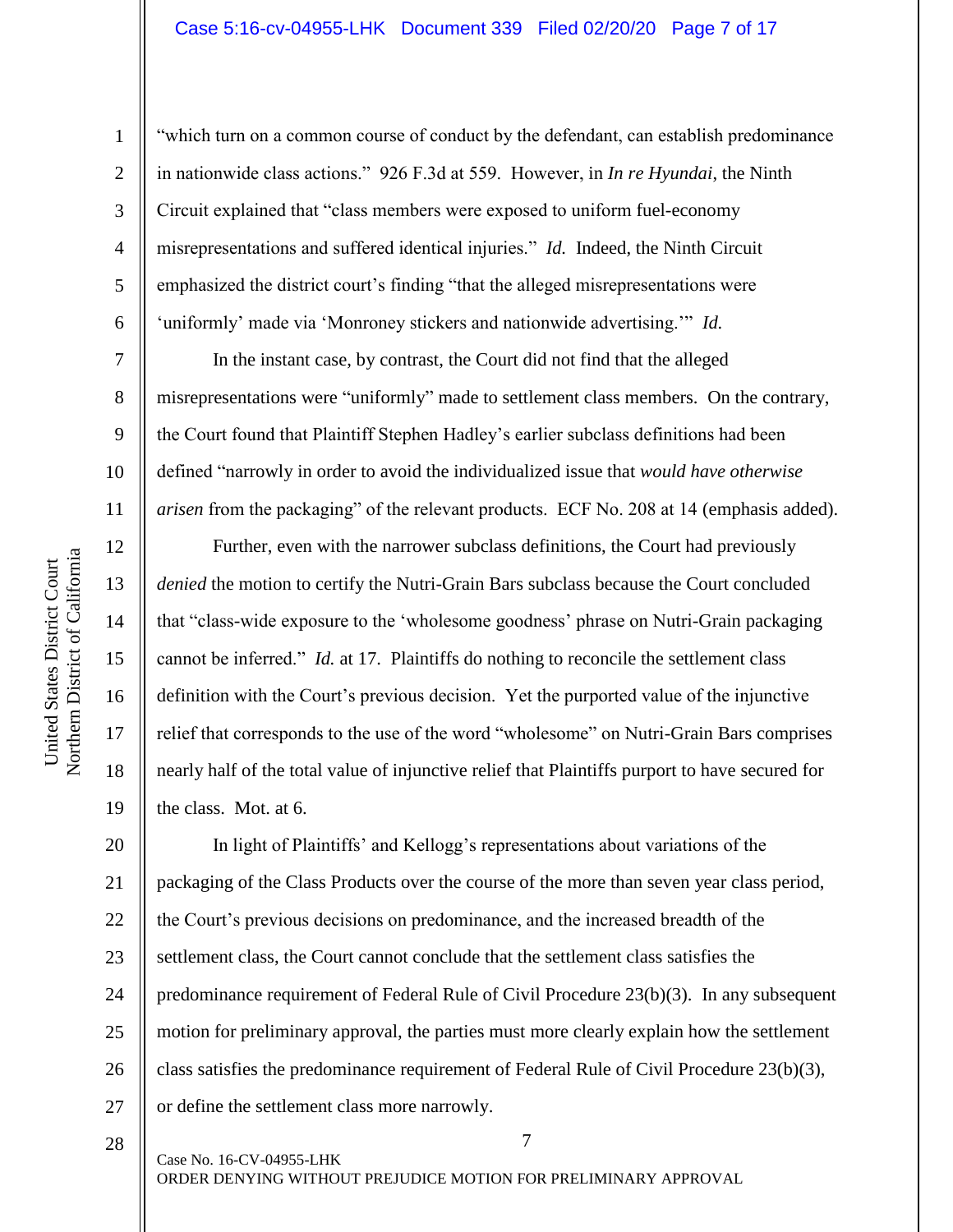"which turn on a common course of conduct by the defendant, can establish predominance in nationwide class actions." 926 F.3d at 559. However, in *In re Hyundai*, the Ninth Circuit explained that "class members were exposed to uniform fuel-economy misrepresentations and suffered identical injuries." *Id.* Indeed, the Ninth Circuit emphasized the district court's finding "that the alleged misrepresentations were 'uniformly' made via 'Monroney stickers and nationwide advertising.'" *Id.*

In the instant case, by contrast, the Court did not find that the alleged misrepresentations were "uniformly" made to settlement class members. On the contrary, the Court found that Plaintiff Stephen Hadley's earlier subclass definitions had been defined "narrowly in order to avoid the individualized issue that *would have otherwise arisen* from the packaging" of the relevant products. ECF No. 208 at 14 (emphasis added).

Further, even with the narrower subclass definitions, the Court had previously *denied* the motion to certify the Nutri-Grain Bars subclass because the Court concluded that "class-wide exposure to the 'wholesome goodness' phrase on Nutri-Grain packaging cannot be inferred." *Id.* at 17. Plaintiffs do nothing to reconcile the settlement class definition with the Court's previous decision. Yet the purported value of the injunctive relief that corresponds to the use of the word "wholesome" on Nutri-Grain Bars comprises nearly half of the total value of injunctive relief that Plaintiffs purport to have secured for the class. Mot. at 6.

In light of Plaintiffs' and Kellogg's representations about variations of the packaging of the Class Products over the course of the more than seven year class period, the Court's previous decisions on predominance, and the increased breadth of the settlement class, the Court cannot conclude that the settlement class satisfies the predominance requirement of Federal Rule of Civil Procedure 23(b)(3). In any subsequent motion for preliminary approval, the parties must more clearly explain how the settlement class satisfies the predominance requirement of Federal Rule of Civil Procedure 23(b)(3), or define the settlement class more narrowly.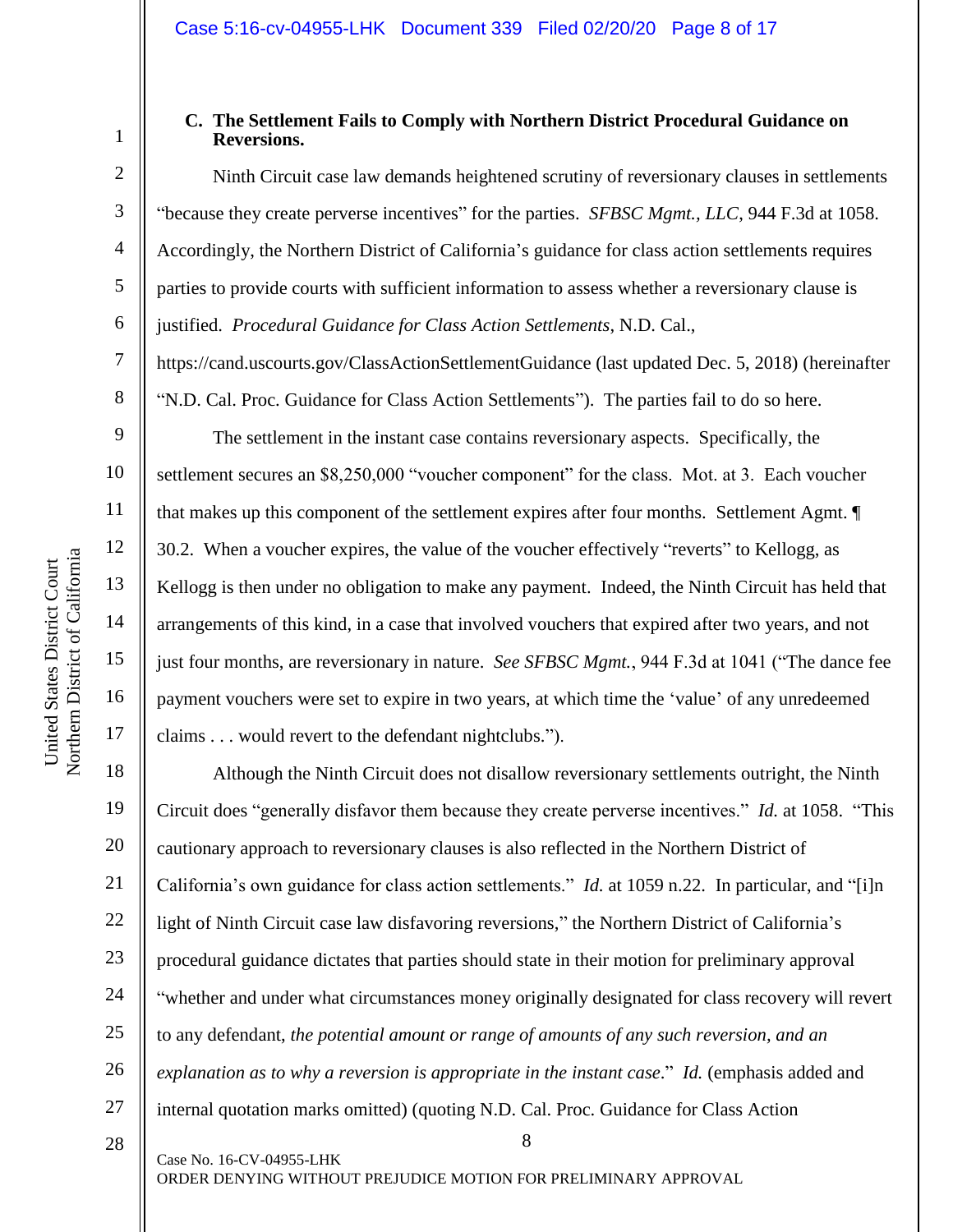### C. The Settlement Fails to Comply with Northern District Procedural Guidance on Reversions.

Ninth Circuit case law demands heightened scrutiny of reversionary clauses in settlements "because they create perverse incentives" for the parties. *SFBSC Mgmt., LLC*, 944 F.3d at 1058. Accordingly, the Northern District of California's guidance for class action settlements requires parties to provide courts with sufficient information to assess whether a reversionary clause is justified. *Procedural Guidance for Class Action Settlements*, N.D. Cal., https://cand.uscourts.gov/ClassActionSettlementGuidance (last updated Dec. 5, 2018) (hereinafter "N.D. Cal. Proc. Guidance for Class Action Settlements"). The parties fail to do so here.

The settlement in the instant case contains reversionary aspects. Specifically, the settlement secures an $8,250,000 "voucher component" for the class. Mot. at 3. Each voucher that makes up this component of the settlement expires after four months. Settlement Agmt. ¶ 30.2. When a voucher expires, the value of the voucher effectively "reverts" to Kellogg, as Kellogg is then under no obligation to make any payment. Indeed, the Ninth Circuit has held that arrangements of this kind, in a case that involved vouchers that expired after two years, and not just four months, are reversionary in nature. *See SFBSC Mgmt.*, 944 F.3d at 1041 ("The dance fee payment vouchers were set to expire in two years, at which time the 'value' of any unredeemed claims . . . would revert to the defendant nightclubs.").

Although the Ninth Circuit does not disallow reversionary settlements outright, the Ninth Circuit does "generally disfavor them because they create perverse incentives." *Id.* at 1058. "This cautionary approach to reversionary clauses is also reflected in the Northern District of California's own guidance for class action settlements." *Id.* at 1059 n.22. In particular, and "[i]n light of Ninth Circuit case law disfavoring reversions," the Northern District of California's procedural guidance dictates that parties should state in their motion for preliminary approval "whether and under what circumstances money originally designated for class recovery will revert to any defendant, *the potential amount or range of amounts of any such reversion, and an explanation as to why a reversion is appropriate in the instant case*." *Id.* (emphasis added and internal quotation marks omitted) (quoting N.D. Cal. Proc. Guidance for Class Action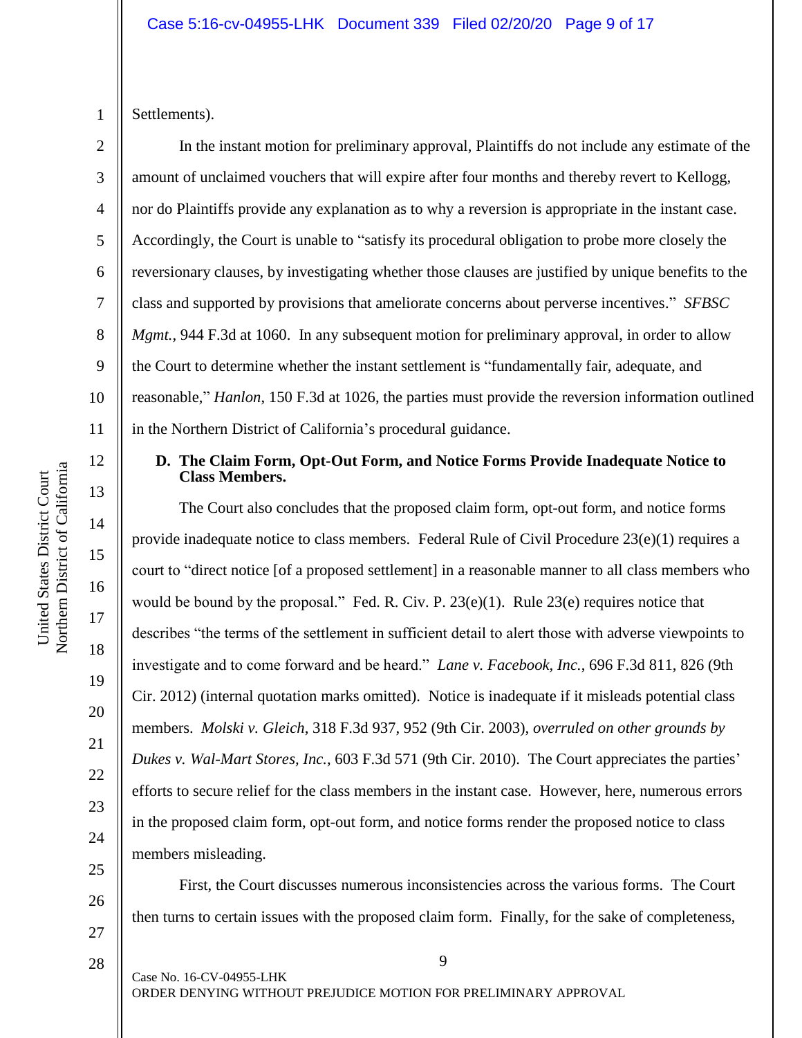Settlements).

In the instant motion for preliminary approval, Plaintiffs do not include any estimate of the amount of unclaimed vouchers that will expire after four months and thereby revert to Kellogg, nor do Plaintiffs provide any explanation as to why a reversion is appropriate in the instant case. Accordingly, the Court is unable to "satisfy its procedural obligation to probe more closely the reversionary clauses, by investigating whether those clauses are justified by unique benefits to the class and supported by provisions that ameliorate concerns about perverse incentives." *SFBSC Mgmt.*, 944 F.3d at 1060. In any subsequent motion for preliminary approval, in order to allow the Court to determine whether the instant settlement is "fundamentally fair, adequate, and reasonable," *Hanlon*, 150 F.3d at 1026, the parties must provide the reversion information outlined in the Northern District of California's procedural guidance.

**D. The Claim Form, Opt-Out Form, and Notice Forms Provide Inadequate Notice to Class Members.**

The Court also concludes that the proposed claim form, opt-out form, and notice forms provide inadequate notice to class members. Federal Rule of Civil Procedure 23(e)(1) requires a court to "direct notice [of a proposed settlement] in a reasonable manner to all class members who would be bound by the proposal." Fed. R. Civ. P. 23(e)(1). Rule 23(e) requires notice that describes "the terms of the settlement in sufficient detail to alert those with adverse viewpoints to investigate and to come forward and be heard." *Lane v. Facebook, Inc.*, 696 F.3d 811, 826 (9th Cir. 2012) (internal quotation marks omitted). Notice is inadequate if it misleads potential class members. *Molski v. Gleich*, 318 F.3d 937, 952 (9th Cir. 2003), *overruled on other grounds by Dukes v. Wal-Mart Stores, Inc.*, 603 F.3d 571 (9th Cir. 2010). The Court appreciates the parties' efforts to secure relief for the class members in the instant case. However, here, numerous errors in the proposed claim form, opt-out form, and notice forms render the proposed notice to class members misleading.

First, the Court discusses numerous inconsistencies across the various forms. The Court then turns to certain issues with the proposed claim form. Finally, for the sake of completeness,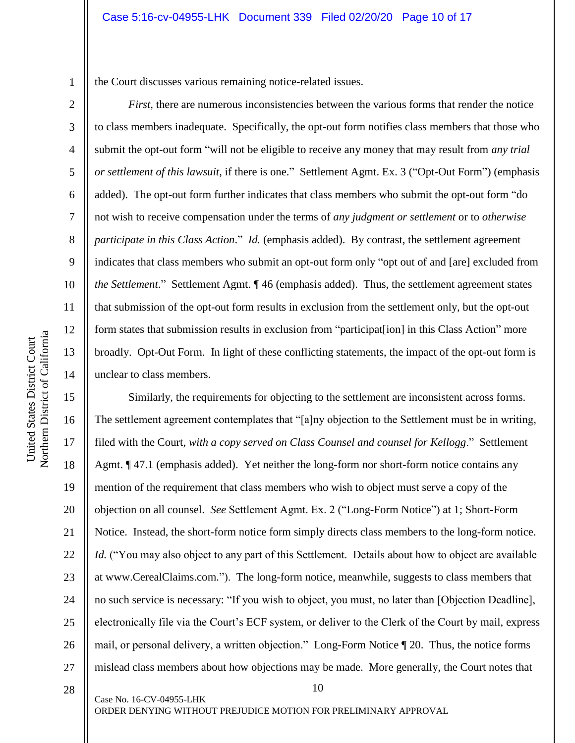the Court discusses various remaining notice-related issues.

*First*, there are numerous inconsistencies between the various forms that render the notice to class members inadequate. Specifically, the opt-out form notifies class members that those who submit the opt-out form "will not be eligible to receive any money that may result from *any trial or settlement of this lawsuit*, if there is one." Settlement Agmt. Ex. 3 ("Opt-Out Form") (emphasis added). The opt-out form further indicates that class members who submit the opt-out form "do not wish to receive compensation under the terms of *any judgment or settlement* or to *otherwise participate in this Class Action*." *Id.* (emphasis added). By contrast, the settlement agreement indicates that class members who submit an opt-out form only "opt out of and [are] excluded from *the Settlement*." Settlement Agmt. ¶ 46 (emphasis added). Thus, the settlement agreement states that submission of the opt-out form results in exclusion from the settlement only, but the opt-out form states that submission results in exclusion from "participat[ion] in this Class Action" more broadly. Opt-Out Form. In light of these conflicting statements, the impact of the opt-out form is unclear to class members.

Similarly, the requirements for objecting to the settlement are inconsistent across forms. The settlement agreement contemplates that "[a]ny objection to the Settlement must be in writing, filed with the Court, *with a copy served on Class Counsel and counsel for Kellogg*." Settlement Agmt. ¶ 47.1 (emphasis added). Yet neither the long-form nor short-form notice contains any mention of the requirement that class members who wish to object must serve a copy of the objection on all counsel. *See* Settlement Agmt. Ex. 2 ("Long-Form Notice") at 1; Short-Form Notice. Instead, the short-form notice form simply directs class members to the long-form notice. *Id.* ("You may also object to any part of this Settlement. Details about how to object are available at www.CerealClaims.com."). The long-form notice, meanwhile, suggests to class members that no such service is necessary: "If you wish to object, you must, no later than [Objection Deadline], electronically file via the Court's ECF system, or deliver to the Clerk of the Court by mail, express mail, or personal delivery, a written objection." Long-Form Notice ¶ 20. Thus, the notice forms mislead class members about how objections may be made. More generally, the Court notes that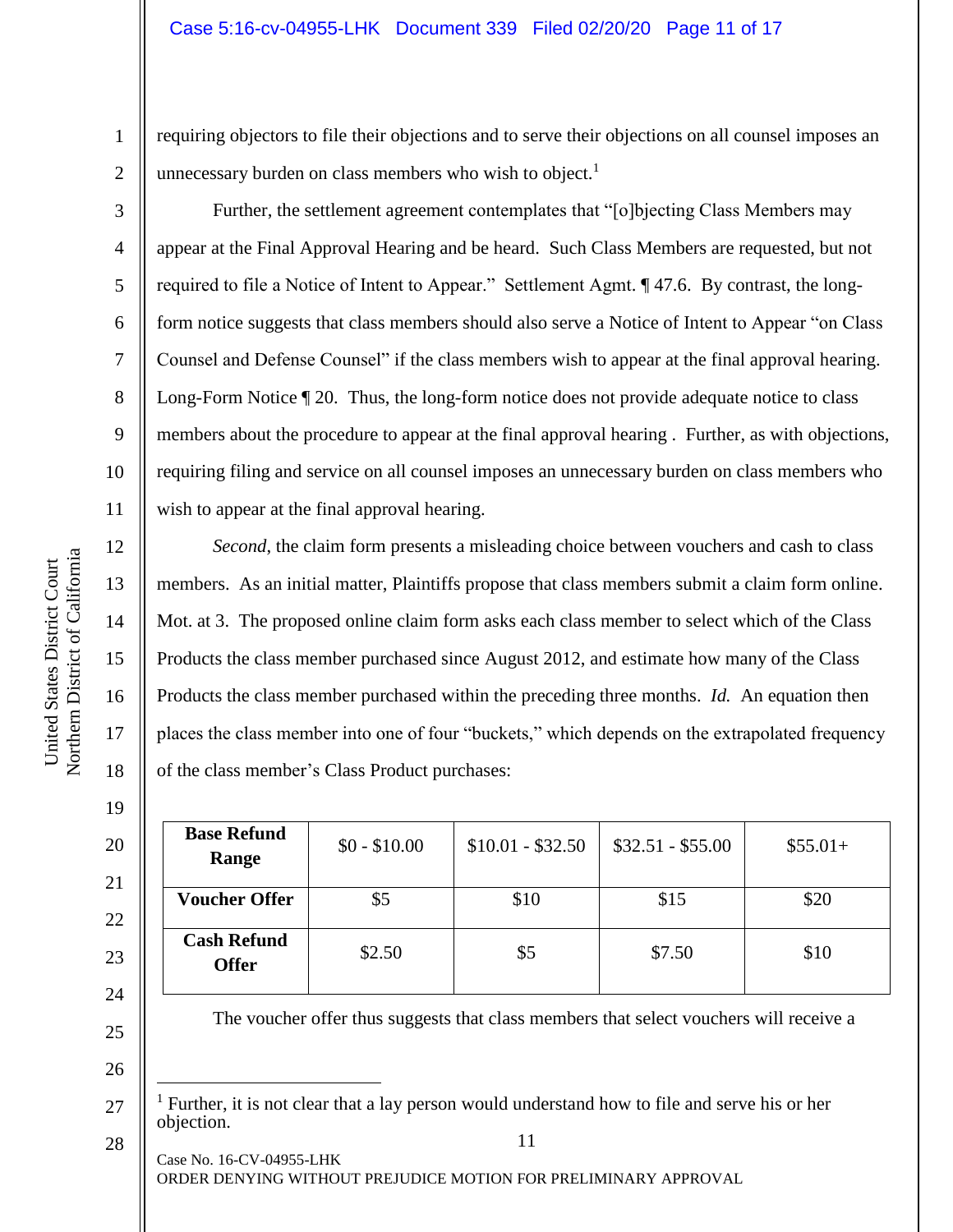requiring objectors to file their objections and to serve their objections on all counsel imposes an unnecessary burden on class members who wish to object.[1]

Further, the settlement agreement contemplates that "[o]bjecting Class Members may appear at the Final Approval Hearing and be heard. Such Class Members are requested, but not required to file a Notice of Intent to Appear." Settlement Agmt. ¶ 47.6. By contrast, the long-form notice suggests that class members should also serve a Notice of Intent to Appear "on Class Counsel and Defense Counsel" if the class members wish to appear at the final approval hearing. Long-Form Notice ¶ 20. Thus, the long-form notice does not provide adequate notice to class members about the procedure to appear at the final approval hearing . Further, as with objections, requiring filing and service on all counsel imposes an unnecessary burden on class members who wish to appear at the final approval hearing.

*Second*, the claim form presents a misleading choice between vouchers and cash to class members. As an initial matter, Plaintiffs propose that class members submit a claim form online. Mot. at 3. The proposed online claim form asks each class member to select which of the Class Products the class member purchased since August 2012, and estimate how many of the Class Products the class member purchased within the preceding three months. *Id.* An equation then places the class member into one of four "buckets," which depends on the extrapolated frequency of the class member's Class Product purchases:

| **Base Refund Range** | $0 - $10.00 | $10.01 - $32.50 | $32.51 - $55.00 | $55.01+ |
|---|---|---|---|---|
| **Voucher Offer** | $5 | $10 | $15 | $20 |
| **Cash Refund Offer** | $2.50 | $5 | $7.50 | $10 |

The voucher offer thus suggests that class members that select vouchers will receive a

[1] Further, it is not clear that a lay person would understand how to file and serve his or her objection.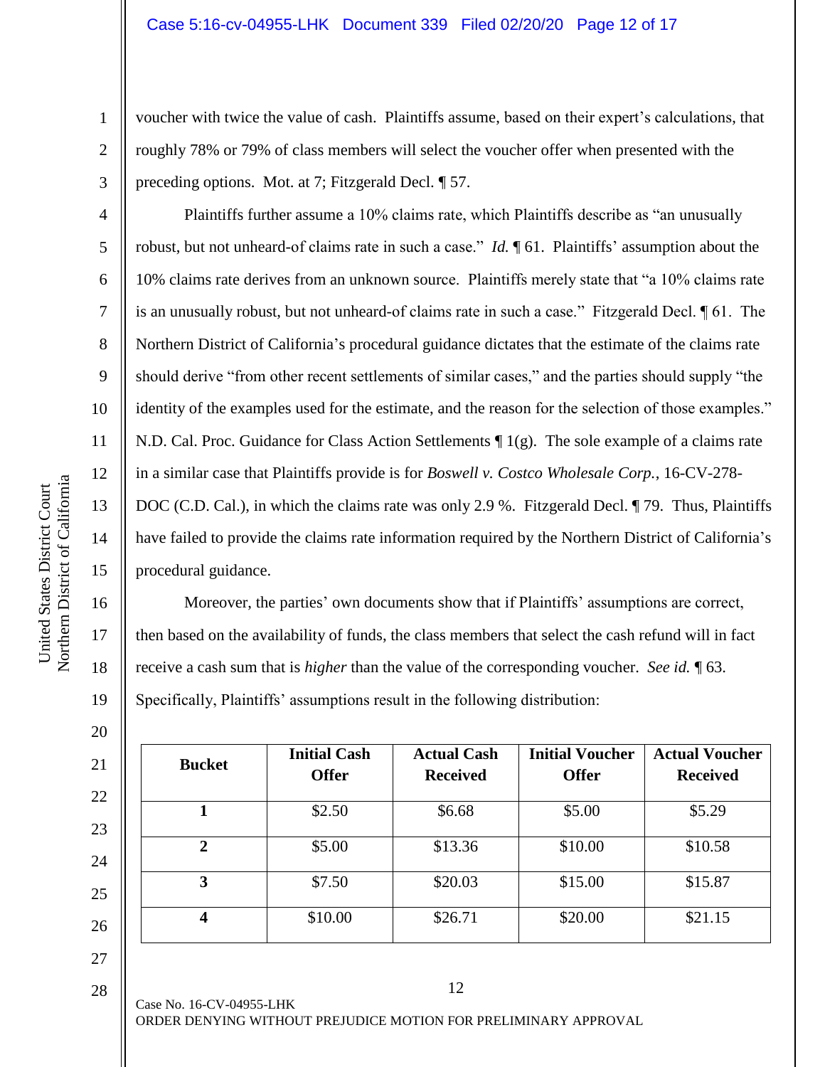voucher with twice the value of cash. Plaintiffs assume, based on their expert's calculations, that roughly 78% or 79% of class members will select the voucher offer when presented with the preceding options. Mot. at 7; Fitzgerald Decl. ¶ 57.

Plaintiffs further assume a 10% claims rate, which Plaintiffs describe as "an unusually robust, but not unheard-of claims rate in such a case." *Id.* ¶ 61. Plaintiffs' assumption about the 10% claims rate derives from an unknown source. Plaintiffs merely state that "a 10% claims rate is an unusually robust, but not unheard-of claims rate in such a case." Fitzgerald Decl. ¶ 61. The Northern District of California's procedural guidance dictates that the estimate of the claims rate should derive "from other recent settlements of similar cases," and the parties should supply "the identity of the examples used for the estimate, and the reason for the selection of those examples." N.D. Cal. Proc. Guidance for Class Action Settlements ¶ 1(g). The sole example of a claims rate in a similar case that Plaintiffs provide is for *Boswell v. Costco Wholesale Corp.*, 16-CV-278-DOC (C.D. Cal.), in which the claims rate was only 2.9 %. Fitzgerald Decl. ¶ 79. Thus, Plaintiffs have failed to provide the claims rate information required by the Northern District of California's procedural guidance.

Moreover, the parties' own documents show that if Plaintiffs' assumptions are correct, then based on the availability of funds, the class members that select the cash refund will in fact receive a cash sum that is *higher* than the value of the corresponding voucher. *See id.* ¶ 63. Specifically, Plaintiffs' assumptions result in the following distribution:

| Bucket | Initial Cash Offer | Actual Cash Received | Initial Voucher Offer | Actual Voucher Received |
|---|---|---|---|---|
| 1 | $2.50 | $6.68 | $5.00 | $5.29 |
| 2 | $5.00 | $13.36 | $10.00 | $10.58 |
| 3 | $7.50 | $20.03 | $15.00 | $15.87 |
| 4 | $10.00 | $26.71 | $20.00 | $21.15 |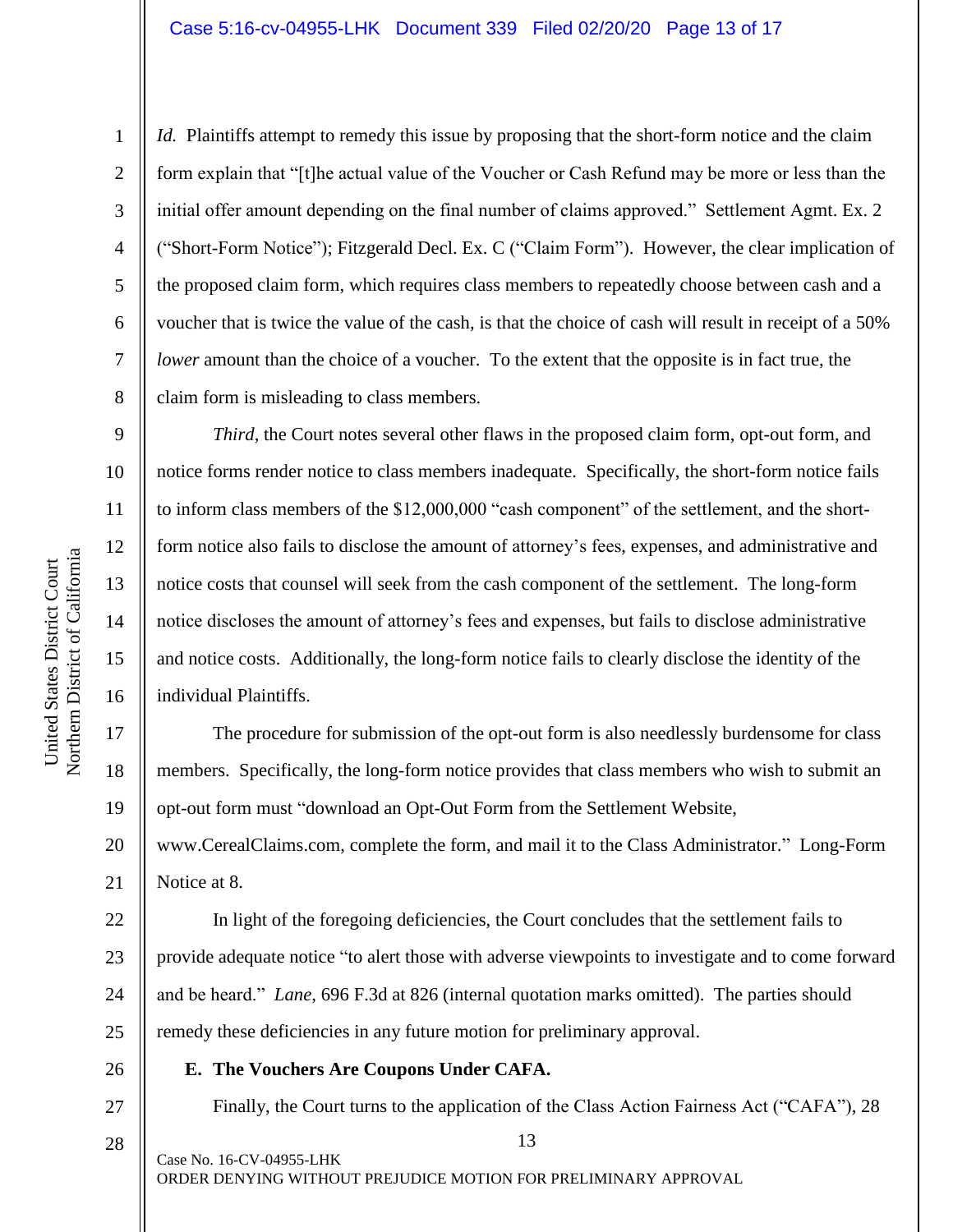*Id.* Plaintiffs attempt to remedy this issue by proposing that the short-form notice and the claim form explain that "[t]he actual value of the Voucher or Cash Refund may be more or less than the initial offer amount depending on the final number of claims approved." Settlement Agmt. Ex. 2 ("Short-Form Notice"); Fitzgerald Decl. Ex. C ("Claim Form"). However, the clear implication of the proposed claim form, which requires class members to repeatedly choose between cash and a voucher that is twice the value of the cash, is that the choice of cash will result in receipt of a 50% *lower* amount than the choice of a voucher. To the extent that the opposite is in fact true, the claim form is misleading to class members.

*Third*, the Court notes several other flaws in the proposed claim form, opt-out form, and notice forms render notice to class members inadequate. Specifically, the short-form notice fails to inform class members of the $12,000,000 "cash component" of the settlement, and the short-form notice also fails to disclose the amount of attorney's fees, expenses, and administrative and notice costs that counsel will seek from the cash component of the settlement. The long-form notice discloses the amount of attorney's fees and expenses, but fails to disclose administrative and notice costs. Additionally, the long-form notice fails to clearly disclose the identity of the individual Plaintiffs.

The procedure for submission of the opt-out form is also needlessly burdensome for class members. Specifically, the long-form notice provides that class members who wish to submit an opt-out form must "download an Opt-Out Form from the Settlement Website, www.CerealClaims.com, complete the form, and mail it to the Class Administrator." Long-Form Notice at 8.

In light of the foregoing deficiencies, the Court concludes that the settlement fails to provide adequate notice "to alert those with adverse viewpoints to investigate and to come forward and be heard." *Lane*, 696 F.3d at 826 (internal quotation marks omitted). The parties should remedy these deficiencies in any future motion for preliminary approval.

**E. The Vouchers Are Coupons Under CAFA.**

Finally, the Court turns to the application of the Class Action Fairness Act ("CAFA"), 28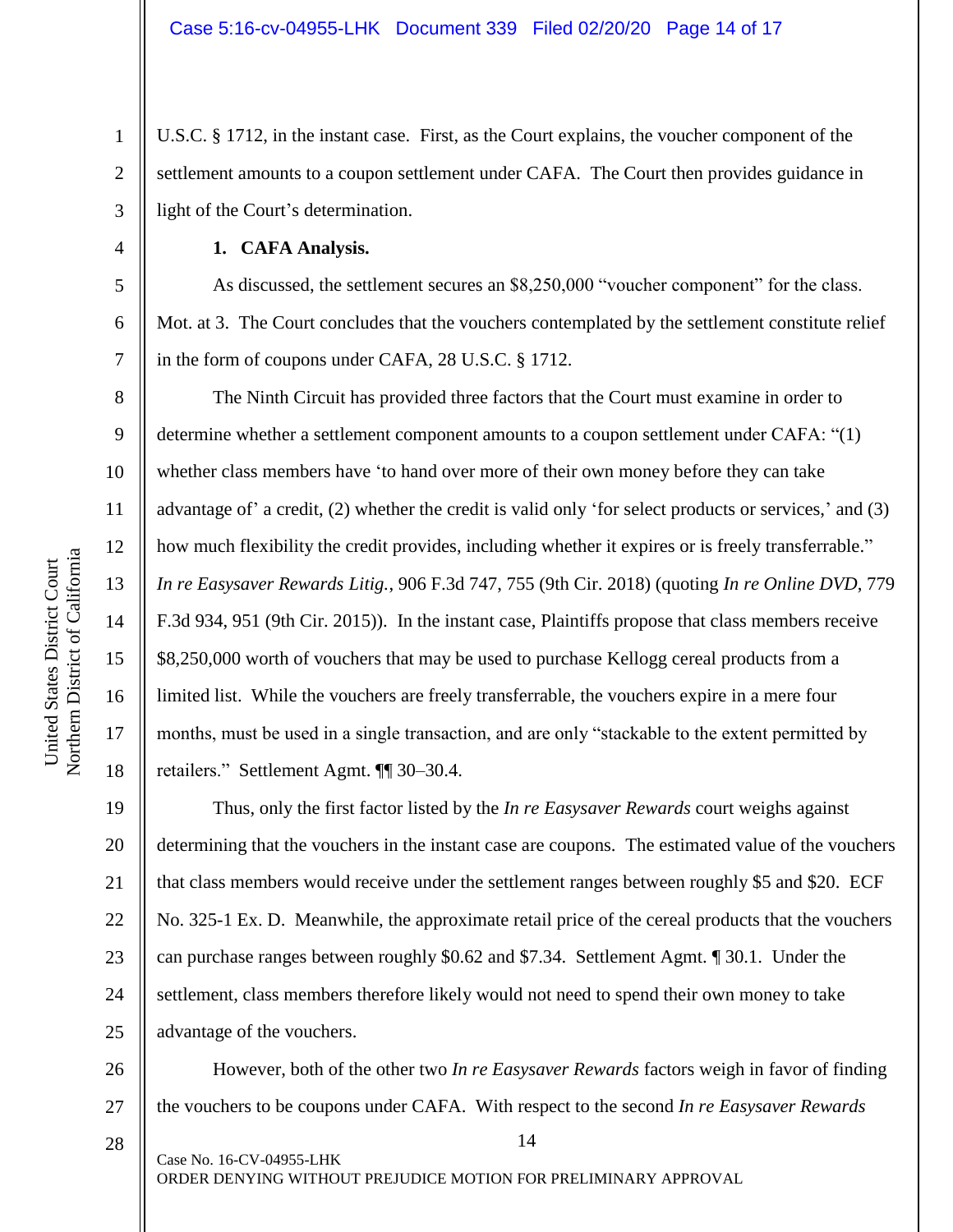U.S.C. § 1712, in the instant case. First, as the Court explains, the voucher component of the settlement amounts to a coupon settlement under CAFA. The Court then provides guidance in light of the Court's determination.

**1. CAFA Analysis.**

As discussed, the settlement secures an $8,250,000 "voucher component" for the class. Mot. at 3. The Court concludes that the vouchers contemplated by the settlement constitute relief in the form of coupons under CAFA, 28 U.S.C. § 1712.

The Ninth Circuit has provided three factors that the Court must examine in order to determine whether a settlement component amounts to a coupon settlement under CAFA: "(1) whether class members have 'to hand over more of their own money before they can take advantage of' a credit, (2) whether the credit is valid only 'for select products or services,' and (3) how much flexibility the credit provides, including whether it expires or is freely transferrable." *In re Easysaver Rewards Litig.*, 906 F.3d 747, 755 (9th Cir. 2018) (quoting *In re Online DVD*, 779 F.3d 934, 951 (9th Cir. 2015)). In the instant case, Plaintiffs propose that class members receive $8,250,000 worth of vouchers that may be used to purchase Kellogg cereal products from a limited list. While the vouchers are freely transferrable, the vouchers expire in a mere four months, must be used in a single transaction, and are only "stackable to the extent permitted by retailers." Settlement Agmt. ¶¶ 30–30.4.

Thus, only the first factor listed by the *In re Easysaver Rewards* court weighs against determining that the vouchers in the instant case are coupons. The estimated value of the vouchers that class members would receive under the settlement ranges between roughly $5 and $20. ECF No. 325-1 Ex. D. Meanwhile, the approximate retail price of the cereal products that the vouchers can purchase ranges between roughly $0.62 and $7.34. Settlement Agmt. ¶ 30.1. Under the settlement, class members therefore likely would not need to spend their own money to take advantage of the vouchers.

However, both of the other two *In re Easysaver Rewards* factors weigh in favor of finding the vouchers to be coupons under CAFA. With respect to the second *In re Easysaver Rewards*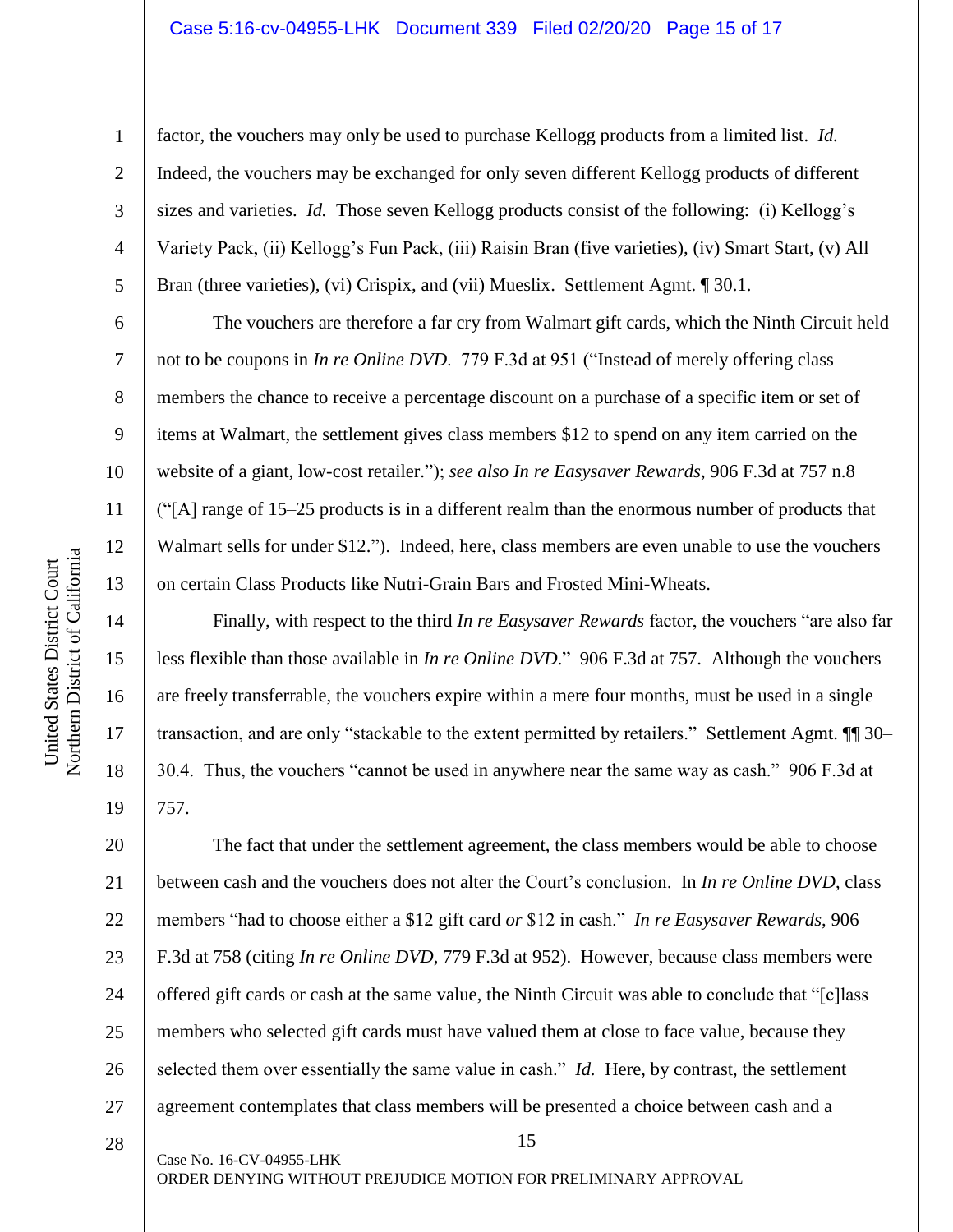factor, the vouchers may only be used to purchase Kellogg products from a limited list. *Id.* Indeed, the vouchers may be exchanged for only seven different Kellogg products of different sizes and varieties. *Id.* Those seven Kellogg products consist of the following: (i) Kellogg's Variety Pack, (ii) Kellogg's Fun Pack, (iii) Raisin Bran (five varieties), (iv) Smart Start, (v) All Bran (three varieties), (vi) Crispix, and (vii) Mueslix. Settlement Agmt. ¶ 30.1.

The vouchers are therefore a far cry from Walmart gift cards, which the Ninth Circuit held not to be coupons in *In re Online DVD*. 779 F.3d at 951 ("Instead of merely offering class members the chance to receive a percentage discount on a purchase of a specific item or set of items at Walmart, the settlement gives class members $12 to spend on any item carried on the website of a giant, low-cost retailer."); *see also In re Easysaver Rewards*, 906 F.3d at 757 n.8 ("[A] range of 15–25 products is in a different realm than the enormous number of products that Walmart sells for under $12."). Indeed, here, class members are even unable to use the vouchers on certain Class Products like Nutri-Grain Bars and Frosted Mini-Wheats.

Finally, with respect to the third *In re Easysaver Rewards* factor, the vouchers "are also far less flexible than those available in *In re Online DVD*." 906 F.3d at 757. Although the vouchers are freely transferrable, the vouchers expire within a mere four months, must be used in a single transaction, and are only "stackable to the extent permitted by retailers." Settlement Agmt. ¶¶ 30–30.4. Thus, the vouchers "cannot be used in anywhere near the same way as cash." 906 F.3d at 757.

The fact that under the settlement agreement, the class members would be able to choose between cash and the vouchers does not alter the Court's conclusion. In *In re Online DVD*, class members "had to choose either a $12 gift card *or* $12 in cash." *In re Easysaver Rewards*, 906 F.3d at 758 (citing *In re Online DVD*, 779 F.3d at 952). However, because class members were offered gift cards or cash at the same value, the Ninth Circuit was able to conclude that "[c]lass members who selected gift cards must have valued them at close to face value, because they selected them over essentially the same value in cash." *Id.* Here, by contrast, the settlement agreement contemplates that class members will be presented a choice between cash and a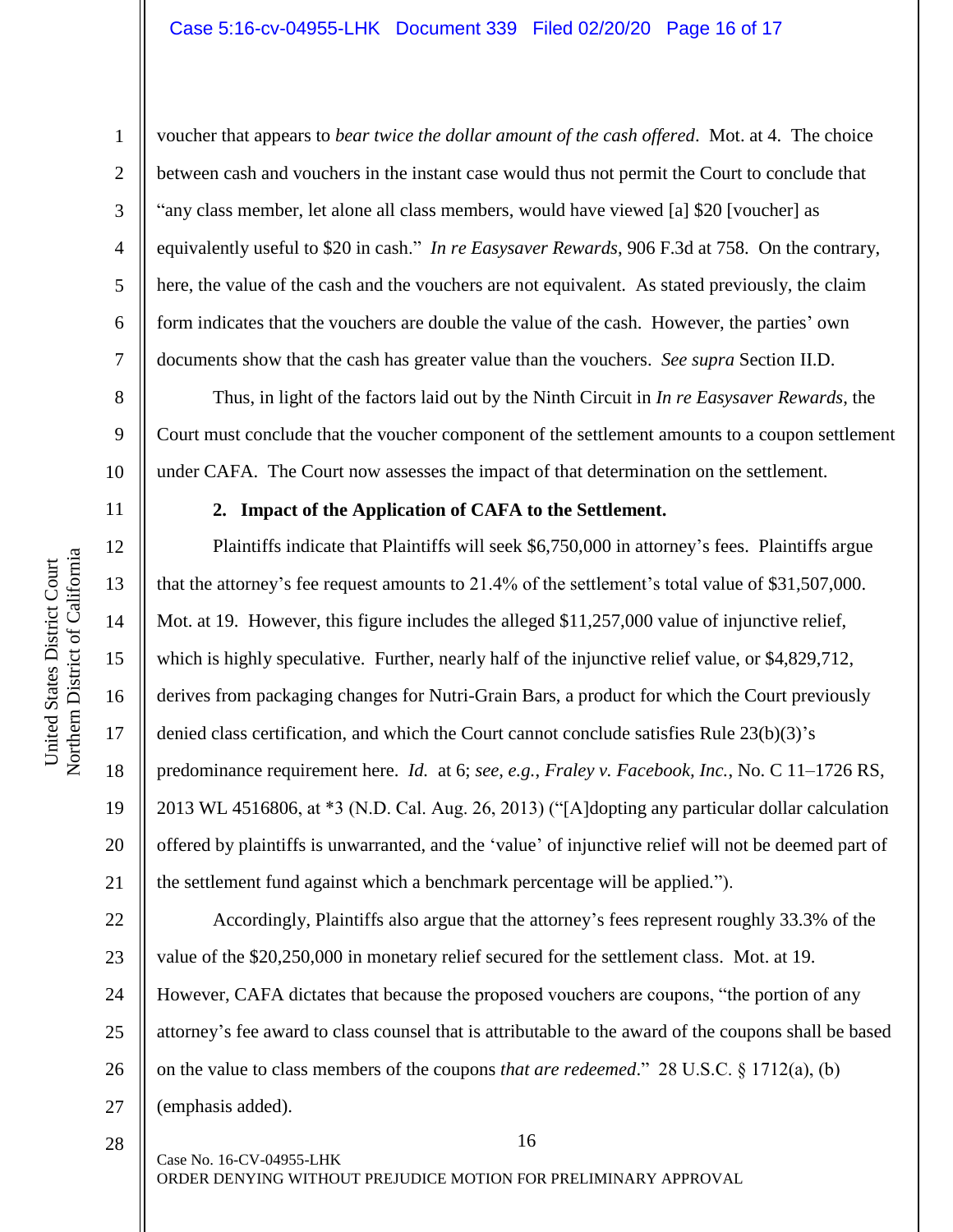voucher that appears to *bear twice the dollar amount of the cash offered*. Mot. at 4. The choice between cash and vouchers in the instant case would thus not permit the Court to conclude that "any class member, let alone all class members, would have viewed [a] $20 [voucher] as equivalently useful to $20 in cash." *In re Easysaver Rewards*, 906 F.3d at 758. On the contrary, here, the value of the cash and the vouchers are not equivalent. As stated previously, the claim form indicates that the vouchers are double the value of the cash. However, the parties' own documents show that the cash has greater value than the vouchers. *See supra* Section II.D.

Thus, in light of the factors laid out by the Ninth Circuit in *In re Easysaver Rewards*, the Court must conclude that the voucher component of the settlement amounts to a coupon settlement under CAFA. The Court now assesses the impact of that determination on the settlement.

**2. Impact of the Application of CAFA to the Settlement.**

Plaintiffs indicate that Plaintiffs will seek $6,750,000 in attorney's fees. Plaintiffs argue that the attorney's fee request amounts to 21.4% of the settlement's total value of $31,507,000. Mot. at 19. However, this figure includes the alleged $11,257,000 value of injunctive relief, which is highly speculative. Further, nearly half of the injunctive relief value, or $4,829,712, derives from packaging changes for Nutri-Grain Bars, a product for which the Court previously denied class certification, and which the Court cannot conclude satisfies Rule 23(b)(3)'s predominance requirement here. *Id.* at 6; *see, e.g.*, *Fraley v. Facebook, Inc.*, No. C 11–1726 RS, 2013 WL 4516806, at *3 (N.D. Cal. Aug. 26, 2013) ("[A]dopting any particular dollar calculation offered by plaintiffs is unwarranted, and the 'value' of injunctive relief will not be deemed part of the settlement fund against which a benchmark percentage will be applied.").

Accordingly, Plaintiffs also argue that the attorney's fees represent roughly 33.3% of the value of the $20,250,000 in monetary relief secured for the settlement class. Mot. at 19. However, CAFA dictates that because the proposed vouchers are coupons, "the portion of any attorney's fee award to class counsel that is attributable to the award of the coupons shall be based on the value to class members of the coupons *that are redeemed*." 28 U.S.C. § 1712(a), (b) (emphasis added).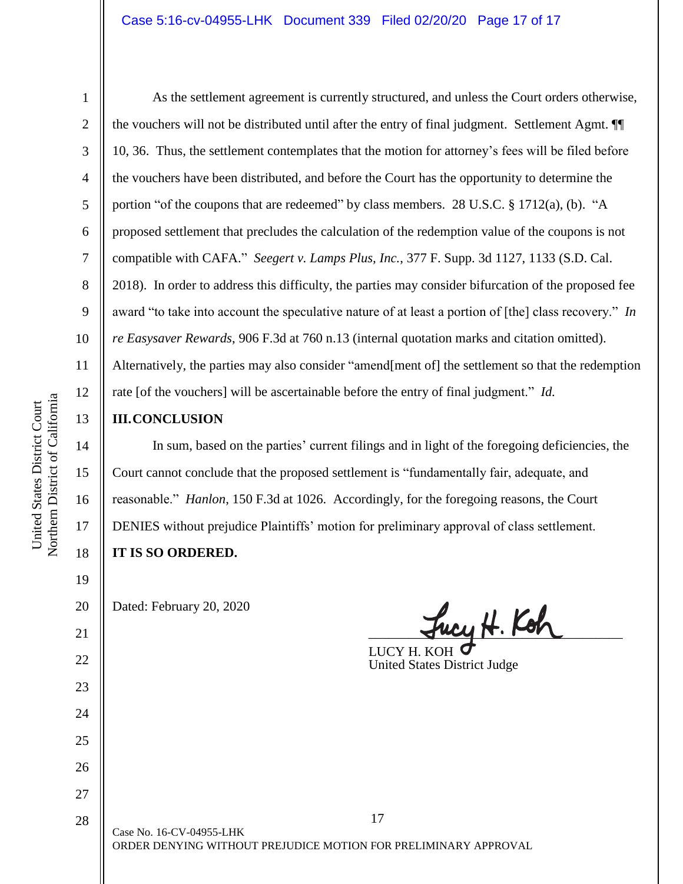As the settlement agreement is currently structured, and unless the Court orders otherwise, the vouchers will not be distributed until after the entry of final judgment. Settlement Agmt. ¶¶ 10, 36. Thus, the settlement contemplates that the motion for attorney's fees will be filed before the vouchers have been distributed, and before the Court has the opportunity to determine the portion "of the coupons that are redeemed" by class members. 28 U.S.C. § 1712(a), (b). "A proposed settlement that precludes the calculation of the redemption value of the coupons is not compatible with CAFA." *Seegert v. Lamps Plus, Inc.*, 377 F. Supp. 3d 1127, 1133 (S.D. Cal. 2018). In order to address this difficulty, the parties may consider bifurcation of the proposed fee award "to take into account the speculative nature of at least a portion of [the] class recovery." *In re Easysaver Rewards*, 906 F.3d at 760 n.13 (internal quotation marks and citation omitted). Alternatively, the parties may also consider "amend[ment of] the settlement so that the redemption rate [of the vouchers] will be ascertainable before the entry of final judgment." *Id.*

## III. CONCLUSION

In sum, based on the parties' current filings and in light of the foregoing deficiencies, the Court cannot conclude that the proposed settlement is "fundamentally fair, adequate, and reasonable." *Hanlon*, 150 F.3d at 1026. Accordingly, for the foregoing reasons, the Court DENIES without prejudice Plaintiffs' motion for preliminary approval of class settlement.

**IT IS SO ORDERED.**

Dated: February 20, 2020

LUCY H. KOH
United States District Judge